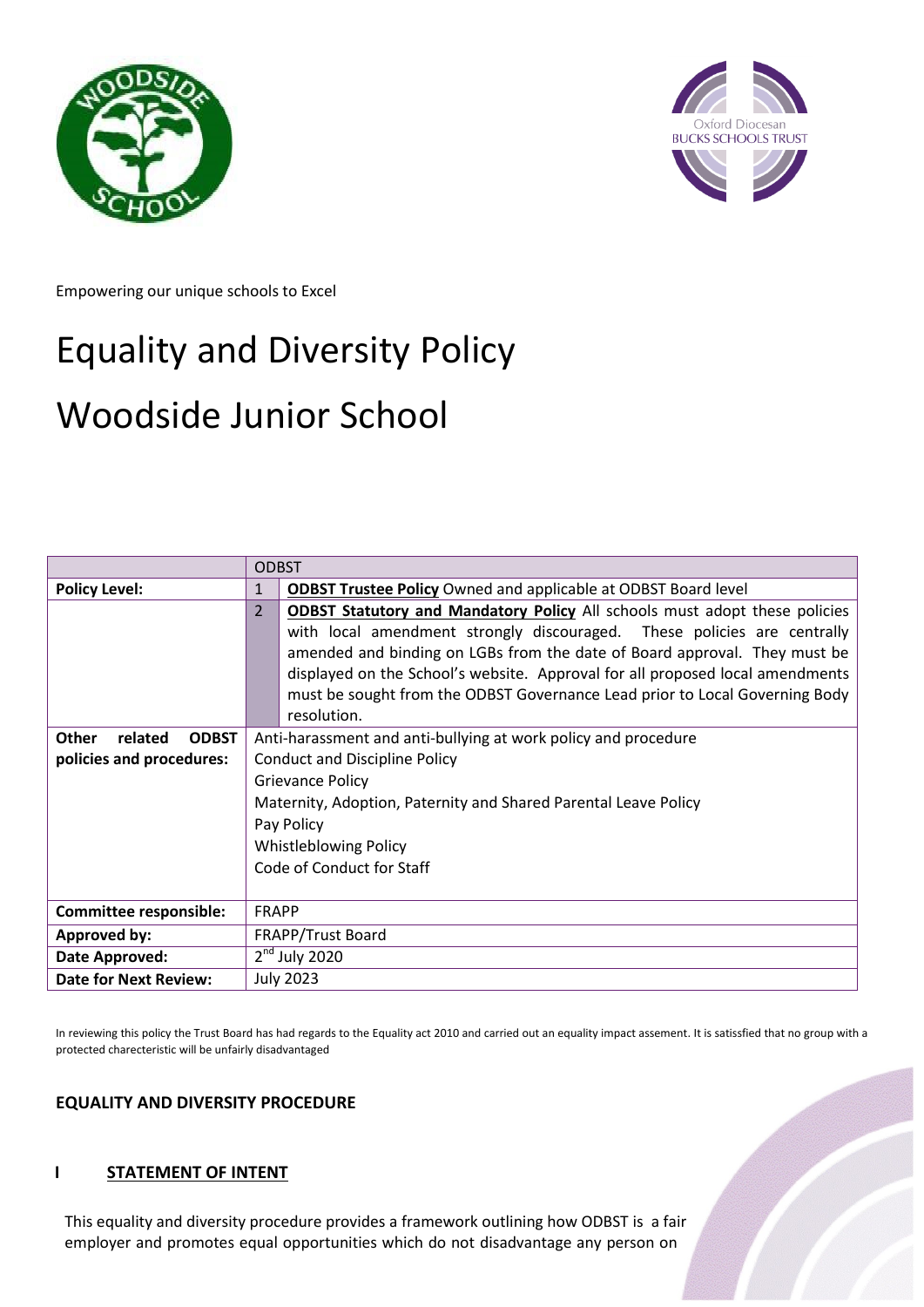Empowering our unique schools to Excel

# Equality and Diversity Policy

# Woodside Junior School

| | ODBST | |
|---|---|---|
| **Policy Level:** | 1 | **ODBST Trustee Policy** Owned and applicable at ODBST Board level |
| | 2 | **ODBST Statutory and Mandatory Policy** All schools must adopt these policies with local amendment strongly discouraged. These policies are centrally amended and binding on LGBs from the date of Board approval. They must be displayed on the School's website. Approval for all proposed local amendments must be sought from the ODBST Governance Lead prior to Local Governing Body resolution. |
| **Other related ODBST policies and procedures:** | Anti-harassment and anti-bullying at work policy and procedure<br>Conduct and Discipline Policy<br>Grievance Policy<br>Maternity, Adoption, Paternity and Shared Parental Leave Policy<br>Pay Policy<br>Whistleblowing Policy<br>Code of Conduct for Staff | |
| **Committee responsible:** | FRAPP | |
| **Approved by:** | FRAPP/Trust Board | |
| **Date Approved:** | 2nd July 2020 | |
| **Date for Next Review:** | July 2023 | |

In reviewing this policy the Trust Board has had regards to the Equality act 2010 and carried out an equality impact assement. It is satissfied that no group with a protected charecteristic will be unfairly disadvantaged

**EQUALITY AND DIVERSITY PROCEDURE**

## I STATEMENT OF INTENT

This equality and diversity procedure provides a framework outlining how ODBST is a fair employer and promotes equal opportunities which do not disadvantage any person on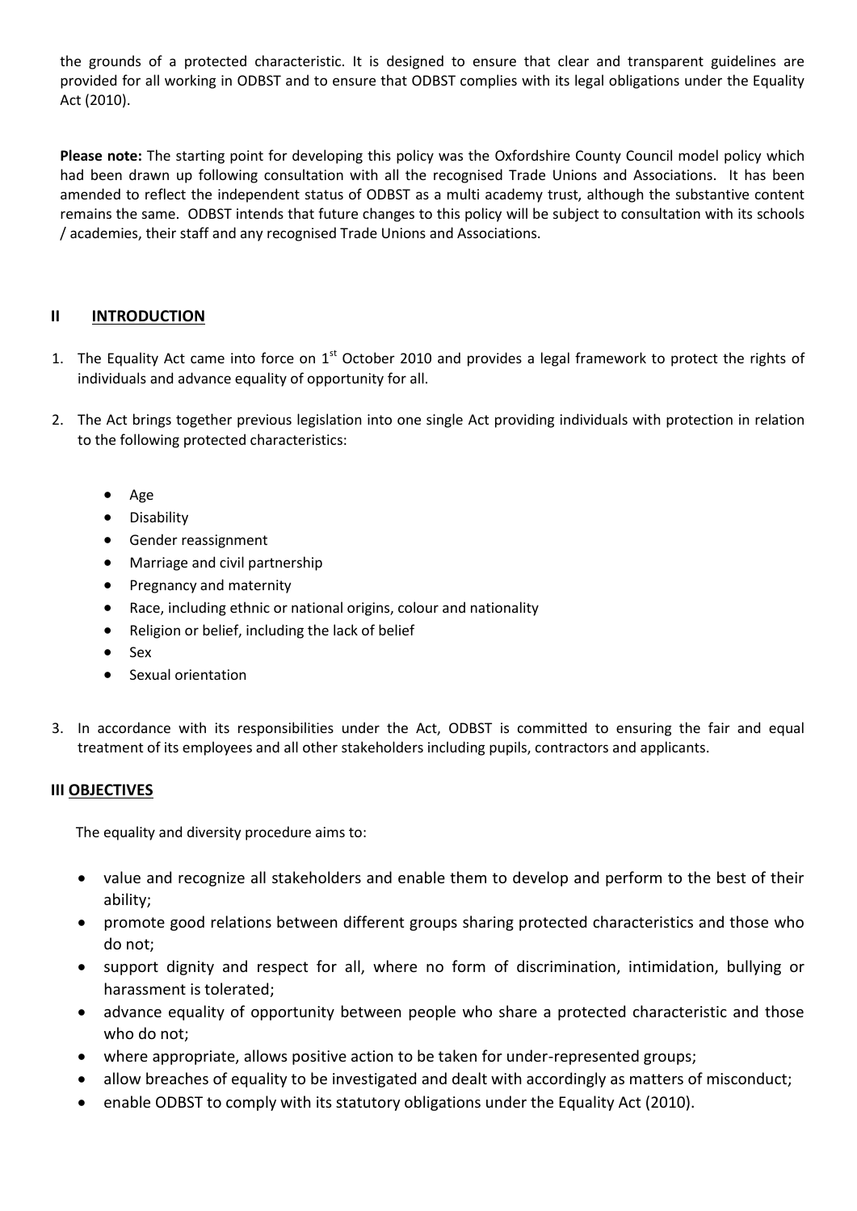the grounds of a protected characteristic. It is designed to ensure that clear and transparent guidelines are provided for all working in ODBST and to ensure that ODBST complies with its legal obligations under the Equality Act (2010).

**Please note:** The starting point for developing this policy was the Oxfordshire County Council model policy which had been drawn up following consultation with all the recognised Trade Unions and Associations. It has been amended to reflect the independent status of ODBST as a multi academy trust, although the substantive content remains the same. ODBST intends that future changes to this policy will be subject to consultation with its schools / academies, their staff and any recognised Trade Unions and Associations.

## II INTRODUCTION

1. The Equality Act came into force on 1st October 2010 and provides a legal framework to protect the rights of individuals and advance equality of opportunity for all.

2. The Act brings together previous legislation into one single Act providing individuals with protection in relation to the following protected characteristics:

   - Age
   - Disability
   - Gender reassignment
   - Marriage and civil partnership
   - Pregnancy and maternity
   - Race, including ethnic or national origins, colour and nationality
   - Religion or belief, including the lack of belief
   - Sex
   - Sexual orientation

3. In accordance with its responsibilities under the Act, ODBST is committed to ensuring the fair and equal treatment of its employees and all other stakeholders including pupils, contractors and applicants.

## III OBJECTIVES

The equality and diversity procedure aims to:

- value and recognize all stakeholders and enable them to develop and perform to the best of their ability;
- promote good relations between different groups sharing protected characteristics and those who do not;
- support dignity and respect for all, where no form of discrimination, intimidation, bullying or harassment is tolerated;
- advance equality of opportunity between people who share a protected characteristic and those who do not;
- where appropriate, allows positive action to be taken for under-represented groups;
- allow breaches of equality to be investigated and dealt with accordingly as matters of misconduct;
- enable ODBST to comply with its statutory obligations under the Equality Act (2010).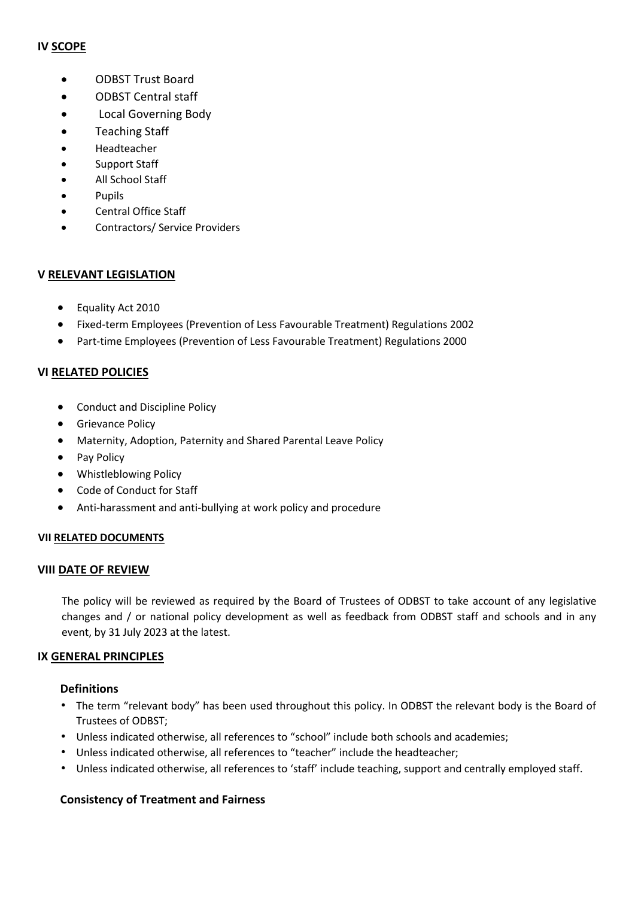## IV SCOPE

- ODBST Trust Board
- ODBST Central staff
- Local Governing Body
- Teaching Staff
- Headteacher
- Support Staff
- All School Staff
- Pupils
- Central Office Staff
- Contractors/ Service Providers

## V RELEVANT LEGISLATION

- Equality Act 2010
- Fixed-term Employees (Prevention of Less Favourable Treatment) Regulations 2002
- Part-time Employees (Prevention of Less Favourable Treatment) Regulations 2000

## VI RELATED POLICIES

- Conduct and Discipline Policy
- Grievance Policy
- Maternity, Adoption, Paternity and Shared Parental Leave Policy
- Pay Policy
- Whistleblowing Policy
- Code of Conduct for Staff
- Anti-harassment and anti-bullying at work policy and procedure

## VII RELATED DOCUMENTS

## VIII DATE OF REVIEW

The policy will be reviewed as required by the Board of Trustees of ODBST to take account of any legislative changes and / or national policy development as well as feedback from ODBST staff and schools and in any event, by 31 July 2023 at the latest.

## IX GENERAL PRINCIPLES

### Definitions

- The term "relevant body" has been used throughout this policy. In ODBST the relevant body is the Board of Trustees of ODBST;
- Unless indicated otherwise, all references to "school" include both schools and academies;
- Unless indicated otherwise, all references to "teacher" include the headteacher;
- Unless indicated otherwise, all references to 'staff' include teaching, support and centrally employed staff.

### Consistency of Treatment and Fairness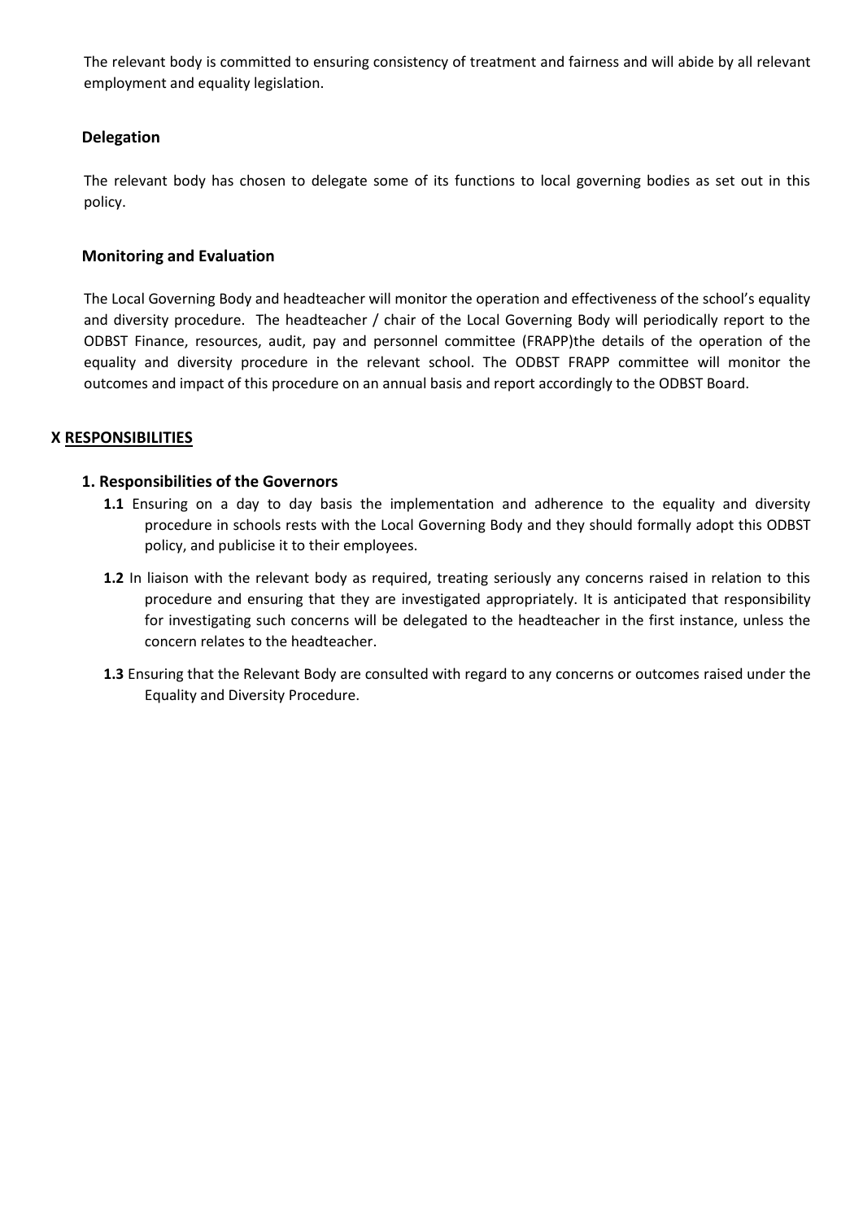The relevant body is committed to ensuring consistency of treatment and fairness and will abide by all relevant employment and equality legislation.

### Delegation

The relevant body has chosen to delegate some of its functions to local governing bodies as set out in this policy.

### Monitoring and Evaluation

The Local Governing Body and headteacher will monitor the operation and effectiveness of the school's equality and diversity procedure. The headteacher / chair of the Local Governing Body will periodically report to the ODBST Finance, resources, audit, pay and personnel committee (FRAPP)the details of the operation of the equality and diversity procedure in the relevant school. The ODBST FRAPP committee will monitor the outcomes and impact of this procedure on an annual basis and report accordingly to the ODBST Board.

## X RESPONSIBILITIES

### 1. Responsibilities of the Governors

**1.1** Ensuring on a day to day basis the implementation and adherence to the equality and diversity procedure in schools rests with the Local Governing Body and they should formally adopt this ODBST policy, and publicise it to their employees.

**1.2** In liaison with the relevant body as required, treating seriously any concerns raised in relation to this procedure and ensuring that they are investigated appropriately. It is anticipated that responsibility for investigating such concerns will be delegated to the headteacher in the first instance, unless the concern relates to the headteacher.

**1.3** Ensuring that the Relevant Body are consulted with regard to any concerns or outcomes raised under the Equality and Diversity Procedure.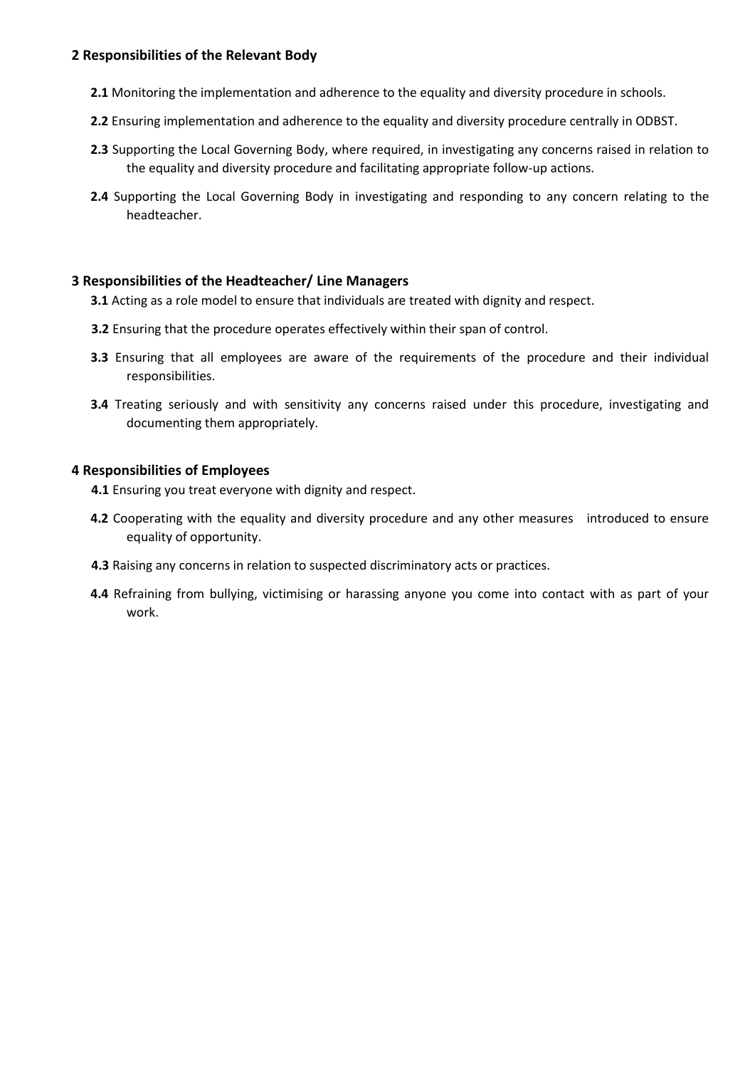## 2 Responsibilities of the Relevant Body

**2.1** Monitoring the implementation and adherence to the equality and diversity procedure in schools.

**2.2** Ensuring implementation and adherence to the equality and diversity procedure centrally in ODBST.

**2.3** Supporting the Local Governing Body, where required, in investigating any concerns raised in relation to the equality and diversity procedure and facilitating appropriate follow-up actions.

**2.4** Supporting the Local Governing Body in investigating and responding to any concern relating to the headteacher.

## 3 Responsibilities of the Headteacher/ Line Managers

**3.1** Acting as a role model to ensure that individuals are treated with dignity and respect.

**3.2** Ensuring that the procedure operates effectively within their span of control.

**3.3** Ensuring that all employees are aware of the requirements of the procedure and their individual responsibilities.

**3.4** Treating seriously and with sensitivity any concerns raised under this procedure, investigating and documenting them appropriately.

## 4 Responsibilities of Employees

**4.1** Ensuring you treat everyone with dignity and respect.

**4.2** Cooperating with the equality and diversity procedure and any other measures introduced to ensure equality of opportunity.

**4.3** Raising any concerns in relation to suspected discriminatory acts or practices.

**4.4** Refraining from bullying, victimising or harassing anyone you come into contact with as part of your work.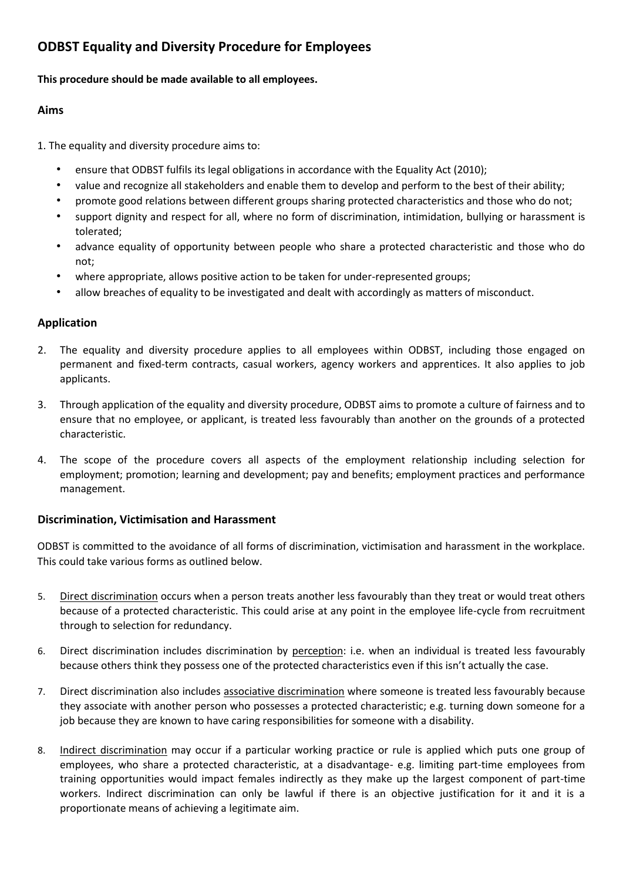# ODBST Equality and Diversity Procedure for Employees

**This procedure should be made available to all employees.**

## Aims

1. The equality and diversity procedure aims to:

- ensure that ODBST fulfils its legal obligations in accordance with the Equality Act (2010);
- value and recognize all stakeholders and enable them to develop and perform to the best of their ability;
- promote good relations between different groups sharing protected characteristics and those who do not;
- support dignity and respect for all, where no form of discrimination, intimidation, bullying or harassment is tolerated;
- advance equality of opportunity between people who share a protected characteristic and those who do not;
- where appropriate, allows positive action to be taken for under-represented groups;
- allow breaches of equality to be investigated and dealt with accordingly as matters of misconduct.

## Application

2. The equality and diversity procedure applies to all employees within ODBST, including those engaged on permanent and fixed-term contracts, casual workers, agency workers and apprentices. It also applies to job applicants.

3. Through application of the equality and diversity procedure, ODBST aims to promote a culture of fairness and to ensure that no employee, or applicant, is treated less favourably than another on the grounds of a protected characteristic.

4. The scope of the procedure covers all aspects of the employment relationship including selection for employment; promotion; learning and development; pay and benefits; employment practices and performance management.

## Discrimination, Victimisation and Harassment

ODBST is committed to the avoidance of all forms of discrimination, victimisation and harassment in the workplace. This could take various forms as outlined below.

5. Direct discrimination occurs when a person treats another less favourably than they treat or would treat others because of a protected characteristic. This could arise at any point in the employee life-cycle from recruitment through to selection for redundancy.

6. Direct discrimination includes discrimination by perception: i.e. when an individual is treated less favourably because others think they possess one of the protected characteristics even if this isn't actually the case.

7. Direct discrimination also includes associative discrimination where someone is treated less favourably because they associate with another person who possesses a protected characteristic; e.g. turning down someone for a job because they are known to have caring responsibilities for someone with a disability.

8. Indirect discrimination may occur if a particular working practice or rule is applied which puts one group of employees, who share a protected characteristic, at a disadvantage- e.g. limiting part-time employees from training opportunities would impact females indirectly as they make up the largest component of part-time workers. Indirect discrimination can only be lawful if there is an objective justification for it and it is a proportionate means of achieving a legitimate aim.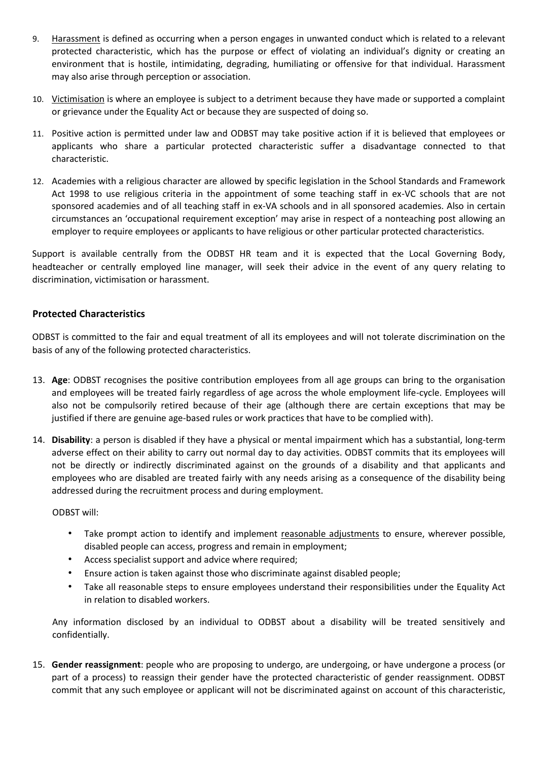9. Harassment is defined as occurring when a person engages in unwanted conduct which is related to a relevant protected characteristic, which has the purpose or effect of violating an individual's dignity or creating an environment that is hostile, intimidating, degrading, humiliating or offensive for that individual. Harassment may also arise through perception or association.

10. Victimisation is where an employee is subject to a detriment because they have made or supported a complaint or grievance under the Equality Act or because they are suspected of doing so.

11. Positive action is permitted under law and ODBST may take positive action if it is believed that employees or applicants who share a particular protected characteristic suffer a disadvantage connected to that characteristic.

12. Academies with a religious character are allowed by specific legislation in the School Standards and Framework Act 1998 to use religious criteria in the appointment of some teaching staff in ex-VC schools that are not sponsored academies and of all teaching staff in ex-VA schools and in all sponsored academies. Also in certain circumstances an 'occupational requirement exception' may arise in respect of a nonteaching post allowing an employer to require employees or applicants to have religious or other particular protected characteristics.

Support is available centrally from the ODBST HR team and it is expected that the Local Governing Body, headteacher or centrally employed line manager, will seek their advice in the event of any query relating to discrimination, victimisation or harassment.

## Protected Characteristics

ODBST is committed to the fair and equal treatment of all its employees and will not tolerate discrimination on the basis of any of the following protected characteristics.

13. **Age**: ODBST recognises the positive contribution employees from all age groups can bring to the organisation and employees will be treated fairly regardless of age across the whole employment life-cycle. Employees will also not be compulsorily retired because of their age (although there are certain exceptions that may be justified if there are genuine age-based rules or work practices that have to be complied with).

14. **Disability**: a person is disabled if they have a physical or mental impairment which has a substantial, long-term adverse effect on their ability to carry out normal day to day activities. ODBST commits that its employees will not be directly or indirectly discriminated against on the grounds of a disability and that applicants and employees who are disabled are treated fairly with any needs arising as a consequence of the disability being addressed during the recruitment process and during employment.

    ODBST will:

    - Take prompt action to identify and implement reasonable adjustments to ensure, wherever possible, disabled people can access, progress and remain in employment;
    - Access specialist support and advice where required;
    - Ensure action is taken against those who discriminate against disabled people;
    - Take all reasonable steps to ensure employees understand their responsibilities under the Equality Act in relation to disabled workers.

    Any information disclosed by an individual to ODBST about a disability will be treated sensitively and confidentially.

15. **Gender reassignment**: people who are proposing to undergo, are undergoing, or have undergone a process (or part of a process) to reassign their gender have the protected characteristic of gender reassignment. ODBST commit that any such employee or applicant will not be discriminated against on account of this characteristic,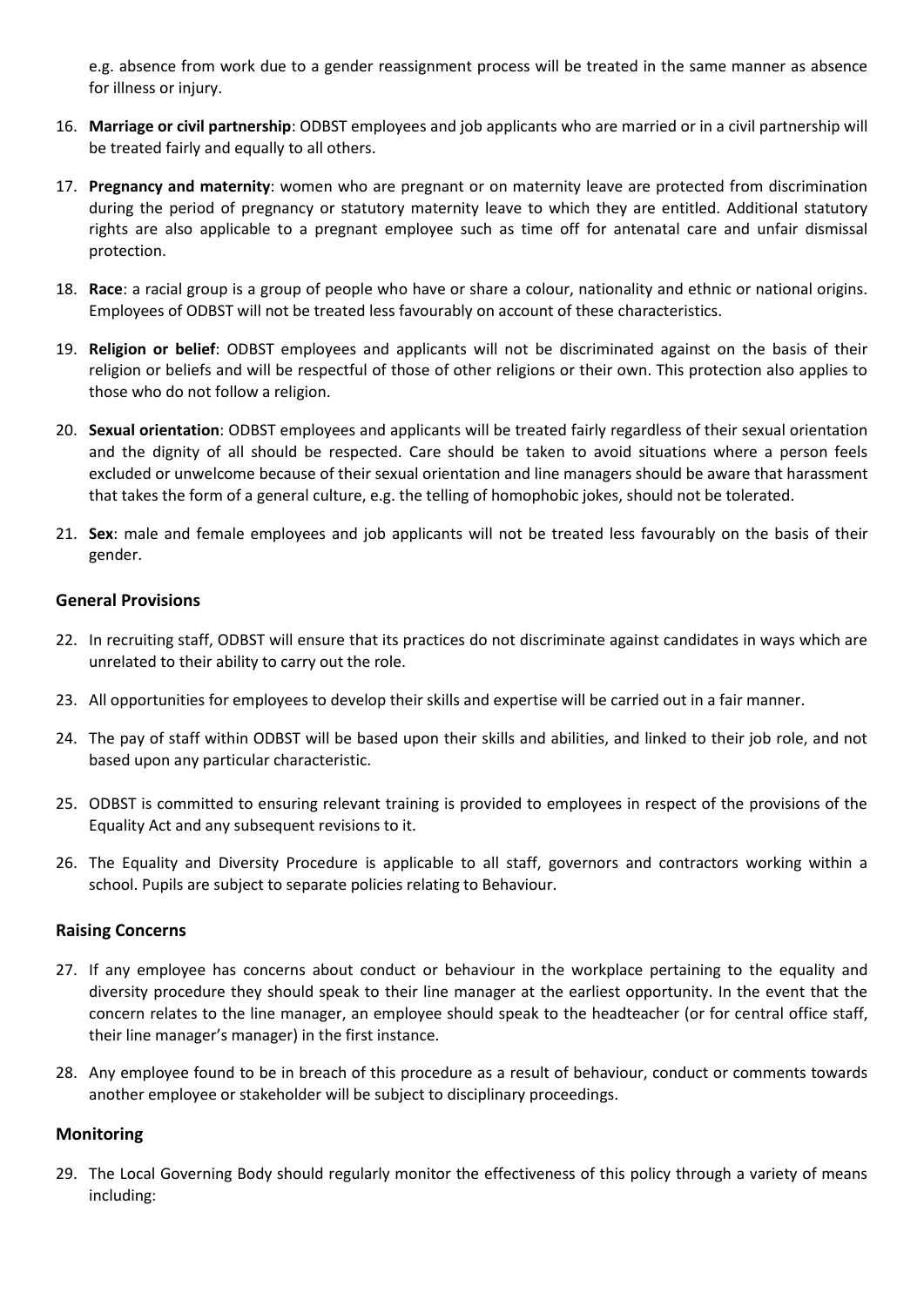e.g. absence from work due to a gender reassignment process will be treated in the same manner as absence for illness or injury.

16. **Marriage or civil partnership**: ODBST employees and job applicants who are married or in a civil partnership will be treated fairly and equally to all others.

17. **Pregnancy and maternity**: women who are pregnant or on maternity leave are protected from discrimination during the period of pregnancy or statutory maternity leave to which they are entitled. Additional statutory rights are also applicable to a pregnant employee such as time off for antenatal care and unfair dismissal protection.

18. **Race**: a racial group is a group of people who have or share a colour, nationality and ethnic or national origins. Employees of ODBST will not be treated less favourably on account of these characteristics.

19. **Religion or belief**: ODBST employees and applicants will not be discriminated against on the basis of their religion or beliefs and will be respectful of those of other religions or their own. This protection also applies to those who do not follow a religion.

20. **Sexual orientation**: ODBST employees and applicants will be treated fairly regardless of their sexual orientation and the dignity of all should be respected. Care should be taken to avoid situations where a person feels excluded or unwelcome because of their sexual orientation and line managers should be aware that harassment that takes the form of a general culture, e.g. the telling of homophobic jokes, should not be tolerated.

21. **Sex**: male and female employees and job applicants will not be treated less favourably on the basis of their gender.

### General Provisions

22. In recruiting staff, ODBST will ensure that its practices do not discriminate against candidates in ways which are unrelated to their ability to carry out the role.

23. All opportunities for employees to develop their skills and expertise will be carried out in a fair manner.

24. The pay of staff within ODBST will be based upon their skills and abilities, and linked to their job role, and not based upon any particular characteristic.

25. ODBST is committed to ensuring relevant training is provided to employees in respect of the provisions of the Equality Act and any subsequent revisions to it.

26. The Equality and Diversity Procedure is applicable to all staff, governors and contractors working within a school. Pupils are subject to separate policies relating to Behaviour.

### Raising Concerns

27. If any employee has concerns about conduct or behaviour in the workplace pertaining to the equality and diversity procedure they should speak to their line manager at the earliest opportunity. In the event that the concern relates to the line manager, an employee should speak to the headteacher (or for central office staff, their line manager's manager) in the first instance.

28. Any employee found to be in breach of this procedure as a result of behaviour, conduct or comments towards another employee or stakeholder will be subject to disciplinary proceedings.

### Monitoring

29. The Local Governing Body should regularly monitor the effectiveness of this policy through a variety of means including: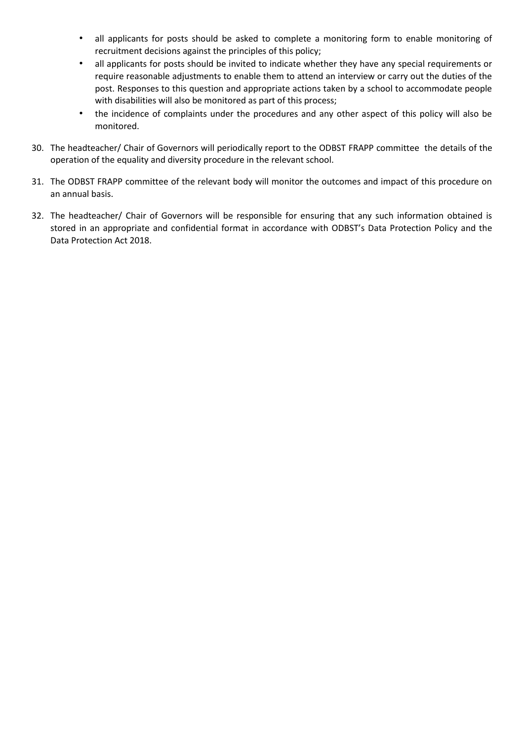- all applicants for posts should be asked to complete a monitoring form to enable monitoring of recruitment decisions against the principles of this policy;
- all applicants for posts should be invited to indicate whether they have any special requirements or require reasonable adjustments to enable them to attend an interview or carry out the duties of the post. Responses to this question and appropriate actions taken by a school to accommodate people with disabilities will also be monitored as part of this process;
- the incidence of complaints under the procedures and any other aspect of this policy will also be monitored.

30. The headteacher/ Chair of Governors will periodically report to the ODBST FRAPP committee the details of the operation of the equality and diversity procedure in the relevant school.

31. The ODBST FRAPP committee of the relevant body will monitor the outcomes and impact of this procedure on an annual basis.

32. The headteacher/ Chair of Governors will be responsible for ensuring that any such information obtained is stored in an appropriate and confidential format in accordance with ODBST's Data Protection Policy and the Data Protection Act 2018.